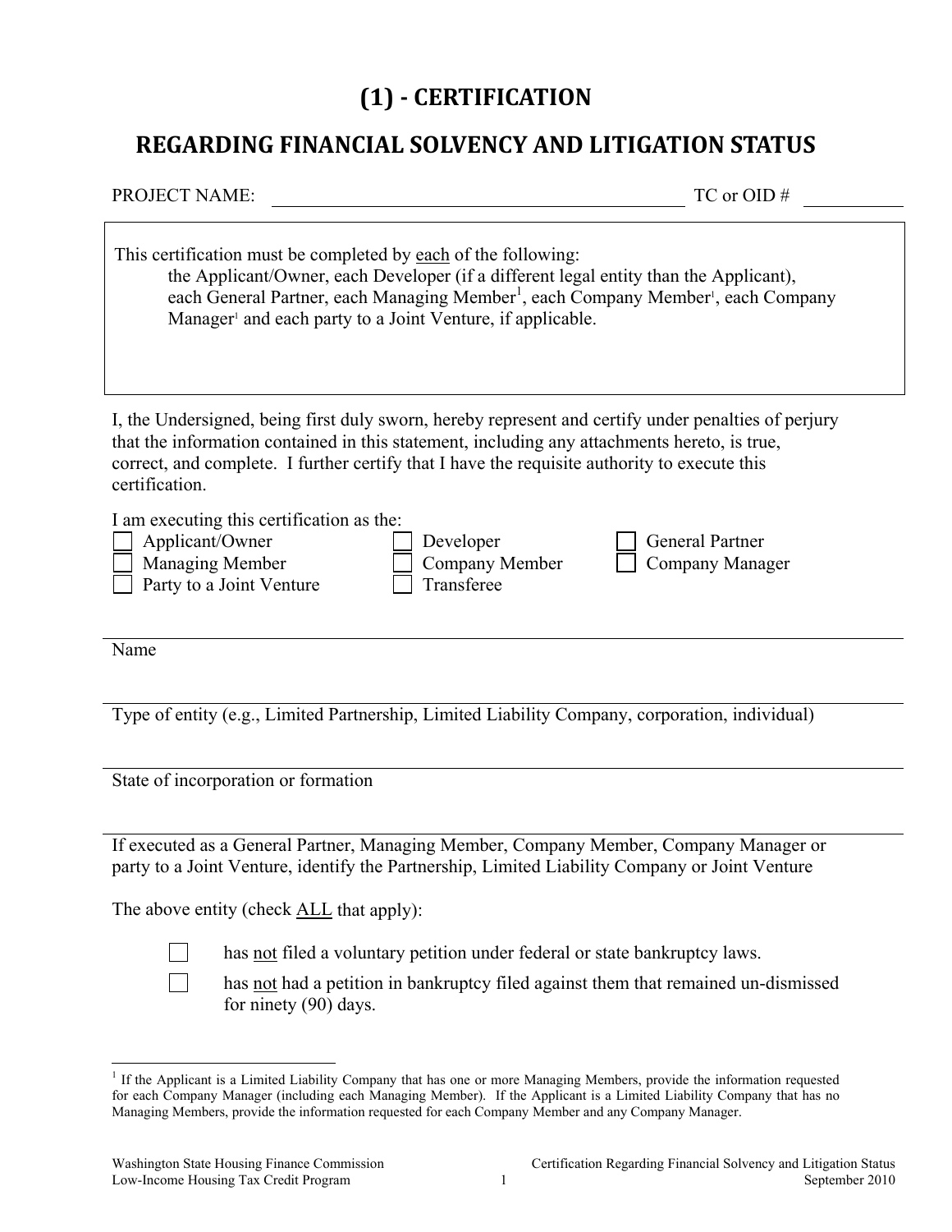# (1) - CERTIFICATION

## REGARDING FINANCIAL SOLVENCY AND LITIGATION STATUS

PROJECT NAME: ____________________________________________ TC or OID # __________

> This certification must be completed by <u>each</u> of the following:
>
> the Applicant/Owner, each Developer (if a different legal entity than the Applicant), each General Partner, each Managing Member[1], each Company Member[1], each Company Manager[1] and each party to a Joint Venture, if applicable.

I, the Undersigned, being first duly sworn, hereby represent and certify under penalties of perjury that the information contained in this statement, including any attachments hereto, is true, correct, and complete. I further certify that I have the requisite authority to execute this certification.

I am executing this certification as the:

- ☐ Applicant/Owner
- ☐ Developer
- ☐ General Partner
- ☐ Managing Member
- ☐ Company Member
- ☐ Company Manager
- ☐ Party to a Joint Venture
- ☐ Transferee

______________________________________________________________________
Name

______________________________________________________________________
Type of entity (e.g., Limited Partnership, Limited Liability Company, corporation, individual)

______________________________________________________________________
State of incorporation or formation

______________________________________________________________________
If executed as a General Partner, Managing Member, Company Member, Company Manager or party to a Joint Venture, identify the Partnership, Limited Liability Company or Joint Venture

The above entity (check <u>ALL</u> that apply):

- ☐ has <u>not</u> filed a voluntary petition under federal or state bankruptcy laws.
- ☐ has <u>not</u> had a petition in bankruptcy filed against them that remained un-dismissed for ninety (90) days.

---

[1] If the Applicant is a Limited Liability Company that has one or more Managing Members, provide the information requested for each Company Manager (including each Managing Member). If the Applicant is a Limited Liability Company that has no Managing Members, provide the information requested for each Company Member and any Company Manager.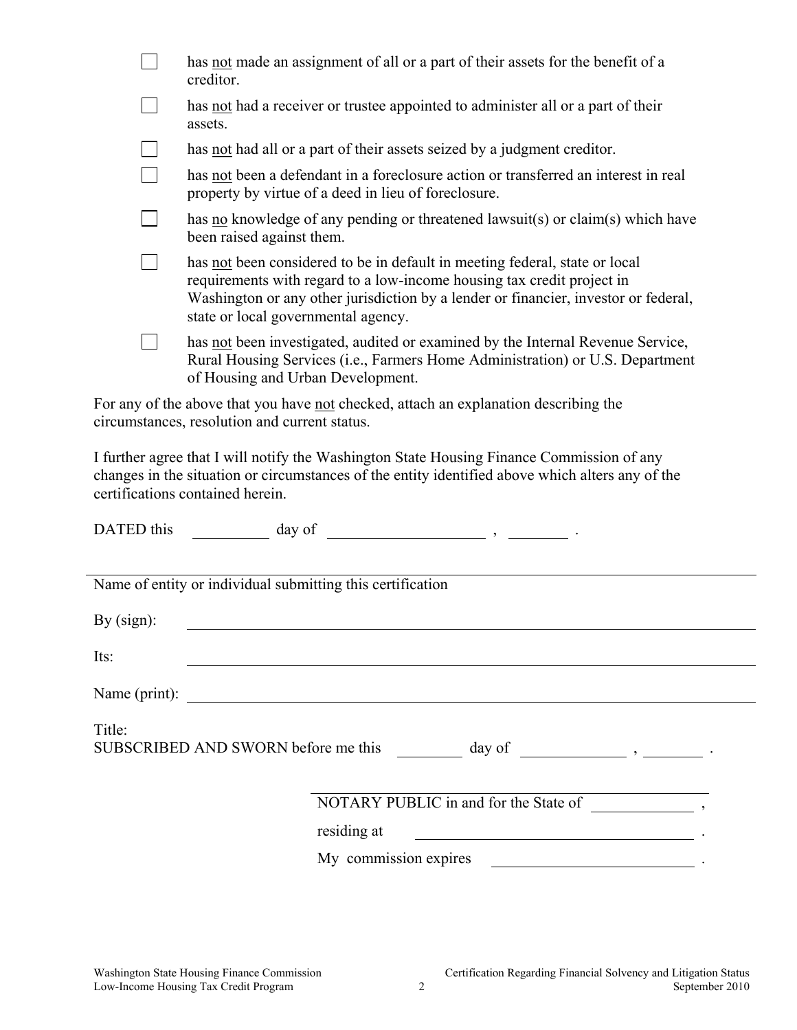- [ ] has <u>not</u> made an assignment of all or a part of their assets for the benefit of a creditor.
- [ ] has <u>not</u> had a receiver or trustee appointed to administer all or a part of their assets.
- [ ] has <u>not</u> had all or a part of their assets seized by a judgment creditor.
- [ ] has <u>not</u> been a defendant in a foreclosure action or transferred an interest in real property by virtue of a deed in lieu of foreclosure.
- [ ] has <u>no</u> knowledge of any pending or threatened lawsuit(s) or claim(s) which have been raised against them.
- [ ] has <u>not</u> been considered to be in default in meeting federal, state or local requirements with regard to a low-income housing tax credit project in Washington or any other jurisdiction by a lender or financier, investor or federal, state or local governmental agency.
- [ ] has <u>not</u> been investigated, audited or examined by the Internal Revenue Service, Rural Housing Services (i.e., Farmers Home Administration) or U.S. Department of Housing and Urban Development.

For any of the above that you have <u>not</u> checked, attach an explanation describing the circumstances, resolution and current status.

I further agree that I will notify the Washington State Housing Finance Commission of any changes in the situation or circumstances of the entity identified above which alters any of the certifications contained herein.

DATED this __________ day of ____________________ , ________ .

______________________________________________________________

Name of entity or individual submitting this certification

By (sign): ______________________________________________________________

Its: ______________________________________________________________

Name (print): ______________________________________________________________

Title:

SUBSCRIBED AND SWORN before me this ________ day of _____________ , _______ .

______________________________________________

NOTARY PUBLIC in and for the State of _____________ ,

residing at ______________________________________ .

My commission expires __________________________ .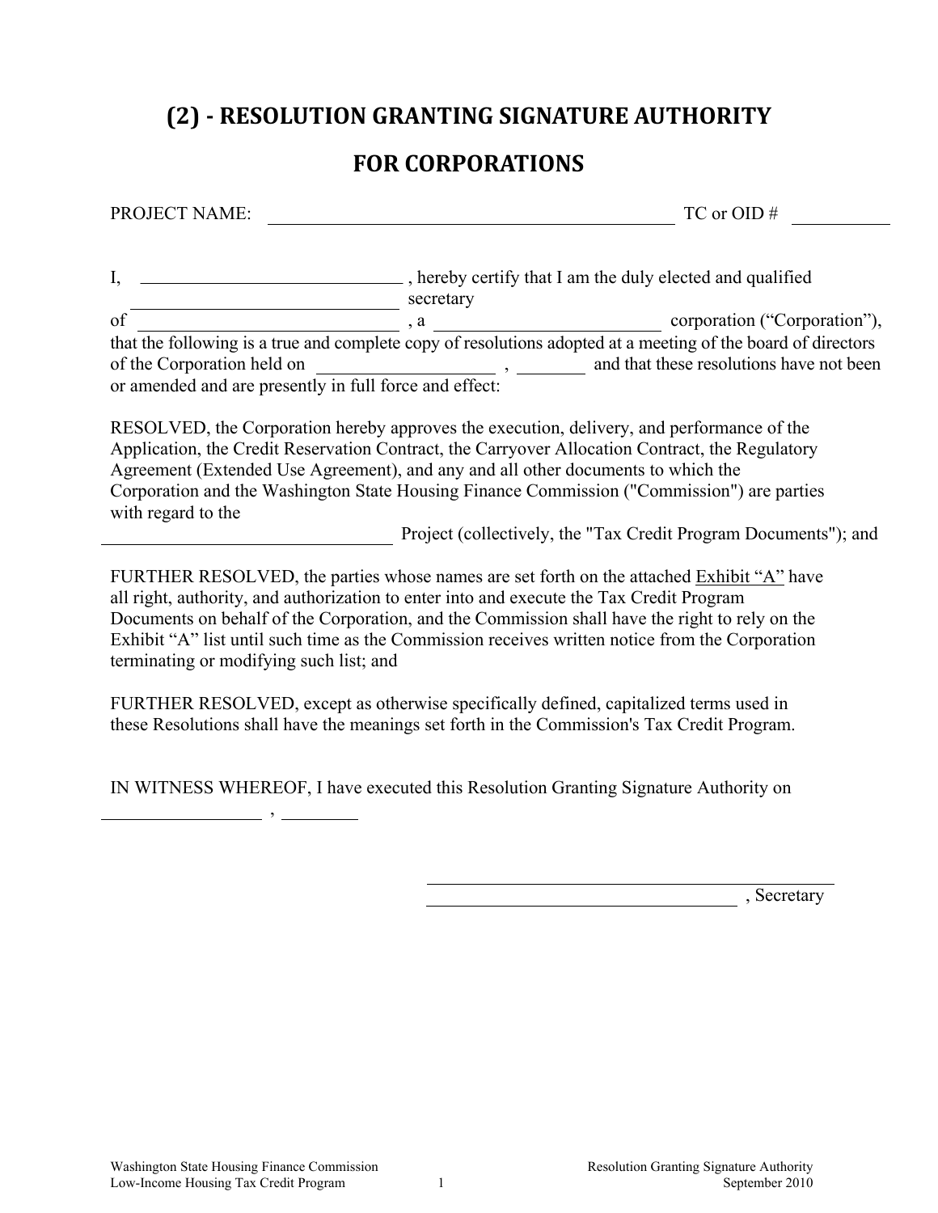# (2) - RESOLUTION GRANTING SIGNATURE AUTHORITY

## FOR CORPORATIONS

PROJECT NAME: ________________________________________ TC or OID # __________

I, ____________________________ , hereby certify that I am the duly elected and qualified ____________________________ secretary of ____________________________ , a ________________________ corporation ("Corporation"), that the following is a true and complete copy of resolutions adopted at a meeting of the board of directors of the Corporation held on __________________ , ________ and that these resolutions have not been or amended and are presently in full force and effect:

RESOLVED, the Corporation hereby approves the execution, delivery, and performance of the Application, the Credit Reservation Contract, the Carryover Allocation Contract, the Regulatory Agreement (Extended Use Agreement), and any and all other documents to which the Corporation and the Washington State Housing Finance Commission ("Commission") are parties with regard to the ______________________________ Project (collectively, the "Tax Credit Program Documents"); and

FURTHER RESOLVED, the parties whose names are set forth on the attached Exhibit "A" have all right, authority, and authorization to enter into and execute the Tax Credit Program Documents on behalf of the Corporation, and the Commission shall have the right to rely on the Exhibit "A" list until such time as the Commission receives written notice from the Corporation terminating or modifying such list; and

FURTHER RESOLVED, except as otherwise specifically defined, capitalized terms used in these Resolutions shall have the meanings set forth in the Commission's Tax Credit Program.

IN WITNESS WHEREOF, I have executed this Resolution Granting Signature Authority on ________________ , ________

________________________________________

________________________________ , Secretary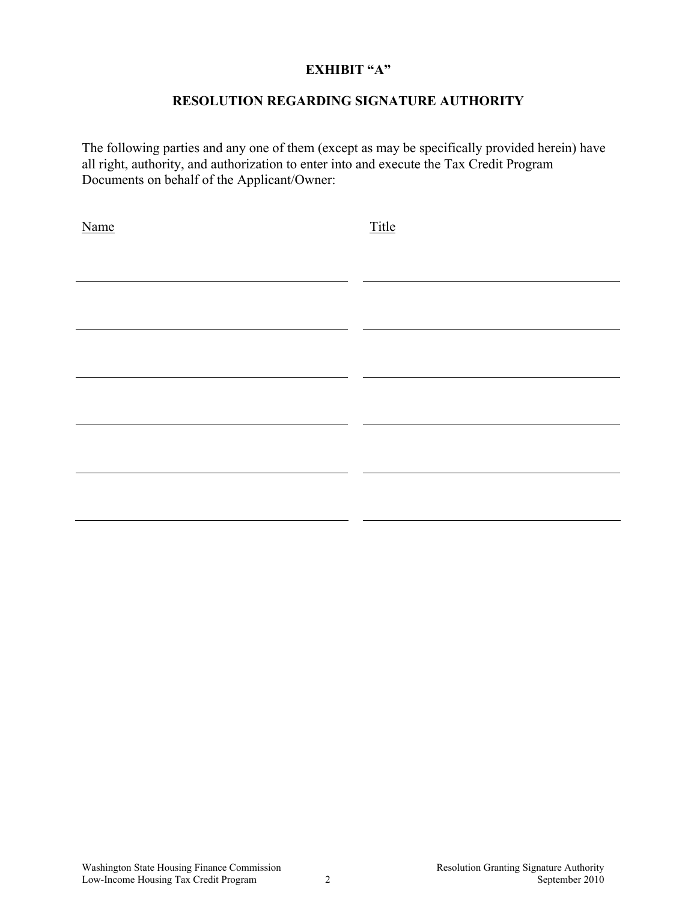**EXHIBIT "A"**

**RESOLUTION REGARDING SIGNATURE AUTHORITY**

The following parties and any one of them (except as may be specifically provided herein) have all right, authority, and authorization to enter into and execute the Tax Credit Program Documents on behalf of the Applicant/Owner:

| Name | Title |
|---|---|
| | |
| | |
| | |
| | |
| | |
| | |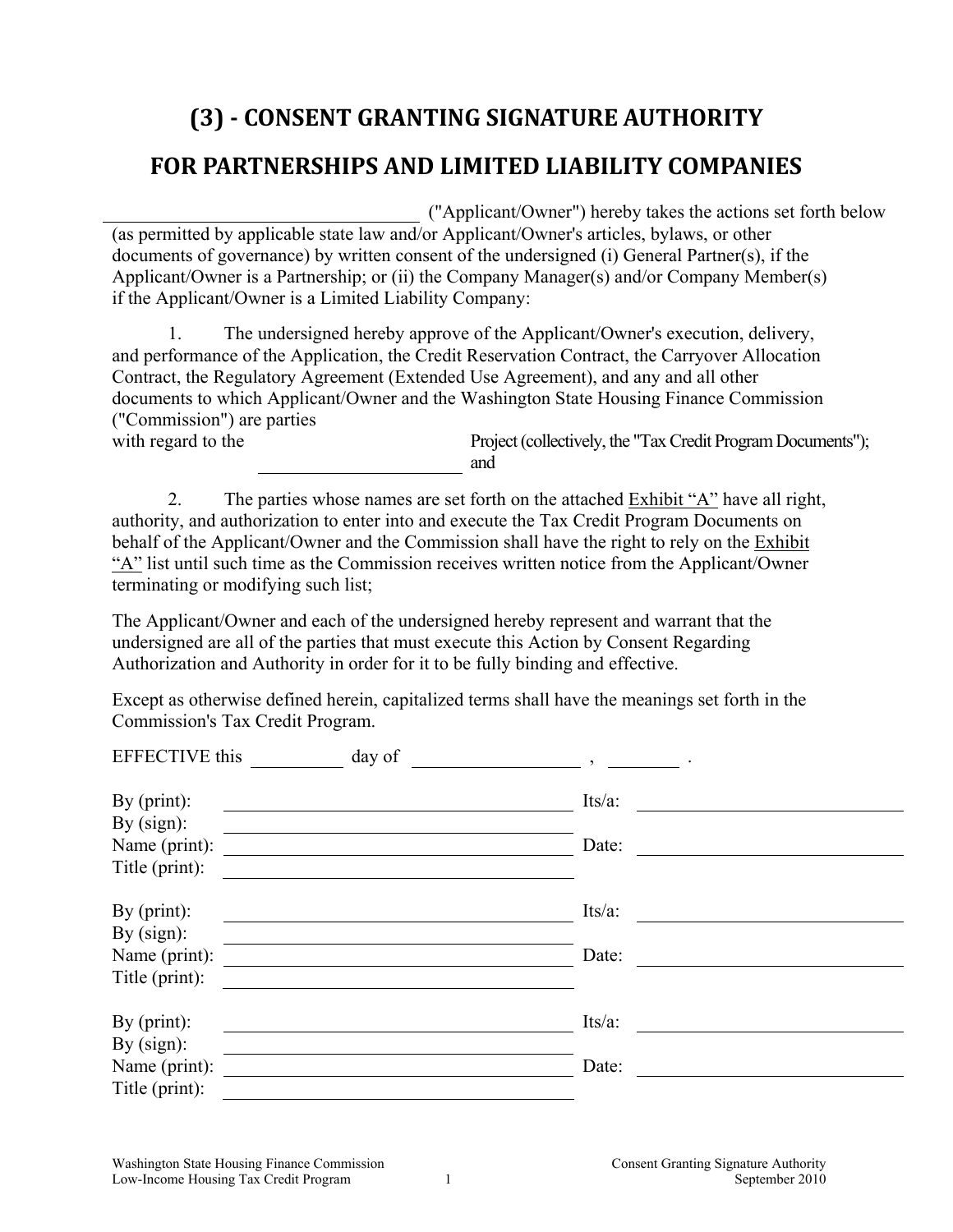# (3) - CONSENT GRANTING SIGNATURE AUTHORITY

# FOR PARTNERSHIPS AND LIMITED LIABILITY COMPANIES

\_\_\_\_\_\_\_\_\_\_\_\_\_\_\_\_\_\_\_\_\_\_\_\_\_\_\_\_\_\_\_\_\_\_\_\_ ("Applicant/Owner") hereby takes the actions set forth below (as permitted by applicable state law and/or Applicant/Owner's articles, bylaws, or other documents of governance) by written consent of the undersigned (i) General Partner(s), if the Applicant/Owner is a Partnership; or (ii) the Company Manager(s) and/or Company Member(s) if the Applicant/Owner is a Limited Liability Company:

1. The undersigned hereby approve of the Applicant/Owner's execution, delivery, and performance of the Application, the Credit Reservation Contract, the Carryover Allocation Contract, the Regulatory Agreement (Extended Use Agreement), and any and all other documents to which Applicant/Owner and the Washington State Housing Finance Commission ("Commission") are parties with regard to the \_\_\_\_\_\_\_\_\_\_\_\_\_\_\_\_\_\_\_\_\_\_\_\_ Project (collectively, the "Tax Credit Program Documents"); and

2. The parties whose names are set forth on the attached Exhibit "A" have all right, authority, and authorization to enter into and execute the Tax Credit Program Documents on behalf of the Applicant/Owner and the Commission shall have the right to rely on the Exhibit "A" list until such time as the Commission receives written notice from the Applicant/Owner terminating or modifying such list;

The Applicant/Owner and each of the undersigned hereby represent and warrant that the undersigned are all of the parties that must execute this Action by Consent Regarding Authorization and Authority in order for it to be fully binding and effective.

Except as otherwise defined herein, capitalized terms shall have the meanings set forth in the Commission's Tax Credit Program.

EFFECTIVE this \_\_\_\_\_\_\_\_\_\_ day of \_\_\_\_\_\_\_\_\_\_\_\_\_\_\_\_\_\_\_\_ , \_\_\_\_\_\_\_\_ .

By (print): \_\_\_\_\_\_\_\_\_\_\_\_\_\_\_\_\_\_\_\_\_\_\_\_\_\_\_\_\_\_ Its/a: \_\_\_\_\_\_\_\_\_\_\_\_\_\_\_\_\_\_\_\_\_\_\_\_
By (sign): \_\_\_\_\_\_\_\_\_\_\_\_\_\_\_\_\_\_\_\_\_\_\_\_\_\_\_\_\_\_
Name (print): \_\_\_\_\_\_\_\_\_\_\_\_\_\_\_\_\_\_\_\_\_\_\_\_\_\_\_\_\_\_ Date: \_\_\_\_\_\_\_\_\_\_\_\_\_\_\_\_\_\_\_\_\_\_\_\_
Title (print): \_\_\_\_\_\_\_\_\_\_\_\_\_\_\_\_\_\_\_\_\_\_\_\_\_\_\_\_\_\_

By (print): \_\_\_\_\_\_\_\_\_\_\_\_\_\_\_\_\_\_\_\_\_\_\_\_\_\_\_\_\_\_ Its/a: \_\_\_\_\_\_\_\_\_\_\_\_\_\_\_\_\_\_\_\_\_\_\_\_
By (sign): \_\_\_\_\_\_\_\_\_\_\_\_\_\_\_\_\_\_\_\_\_\_\_\_\_\_\_\_\_\_
Name (print): \_\_\_\_\_\_\_\_\_\_\_\_\_\_\_\_\_\_\_\_\_\_\_\_\_\_\_\_\_\_ Date: \_\_\_\_\_\_\_\_\_\_\_\_\_\_\_\_\_\_\_\_\_\_\_\_
Title (print): \_\_\_\_\_\_\_\_\_\_\_\_\_\_\_\_\_\_\_\_\_\_\_\_\_\_\_\_\_\_

By (print): \_\_\_\_\_\_\_\_\_\_\_\_\_\_\_\_\_\_\_\_\_\_\_\_\_\_\_\_\_\_ Its/a: \_\_\_\_\_\_\_\_\_\_\_\_\_\_\_\_\_\_\_\_\_\_\_\_
By (sign): \_\_\_\_\_\_\_\_\_\_\_\_\_\_\_\_\_\_\_\_\_\_\_\_\_\_\_\_\_\_
Name (print): \_\_\_\_\_\_\_\_\_\_\_\_\_\_\_\_\_\_\_\_\_\_\_\_\_\_\_\_\_\_ Date: \_\_\_\_\_\_\_\_\_\_\_\_\_\_\_\_\_\_\_\_\_\_\_\_
Title (print): \_\_\_\_\_\_\_\_\_\_\_\_\_\_\_\_\_\_\_\_\_\_\_\_\_\_\_\_\_\_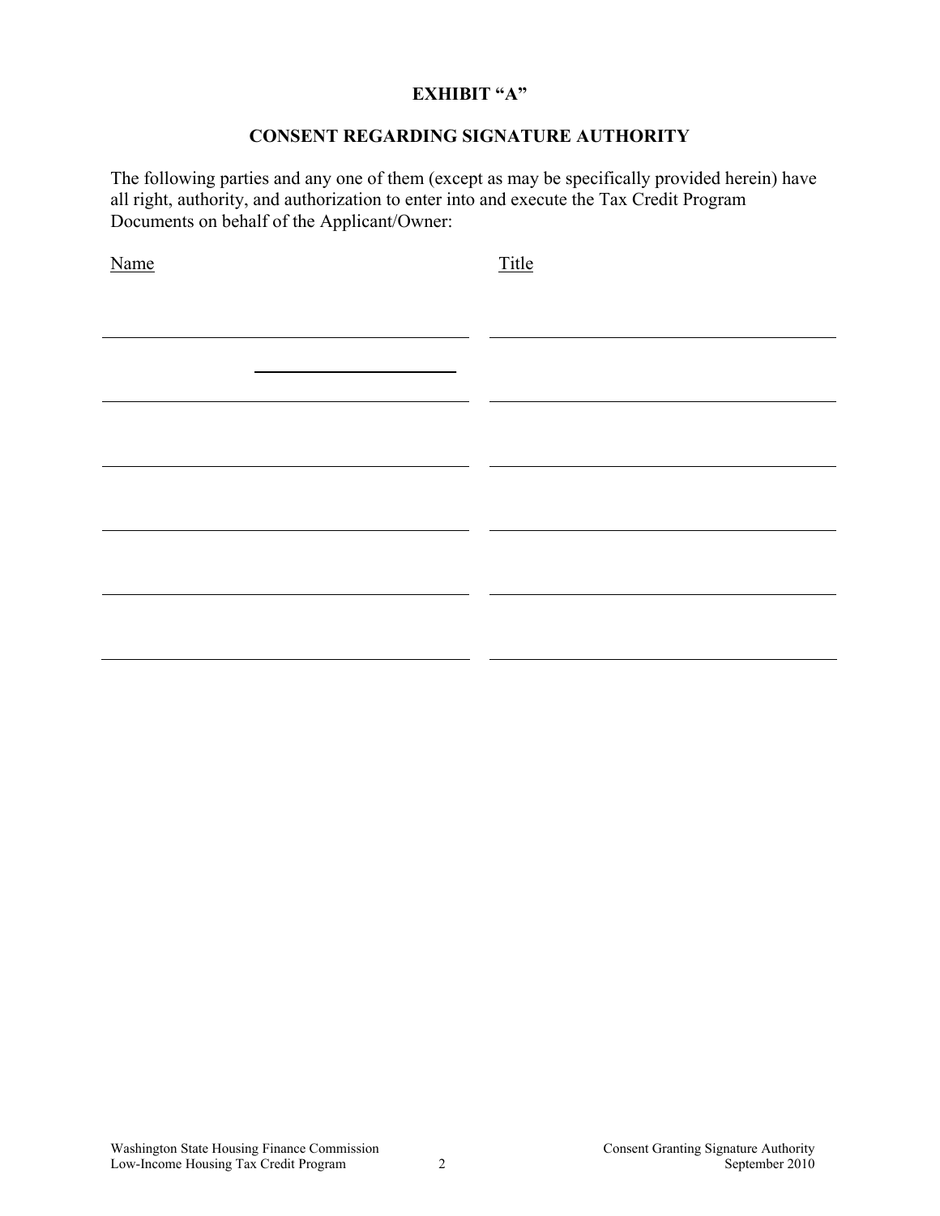**EXHIBIT "A"**

**CONSENT REGARDING SIGNATURE AUTHORITY**

The following parties and any one of them (except as may be specifically provided herein) have all right, authority, and authorization to enter into and execute the Tax Credit Program Documents on behalf of the Applicant/Owner:

| Name | Title |
|---|---|
| | |
| | |
| | |
| | |
| | |
| | |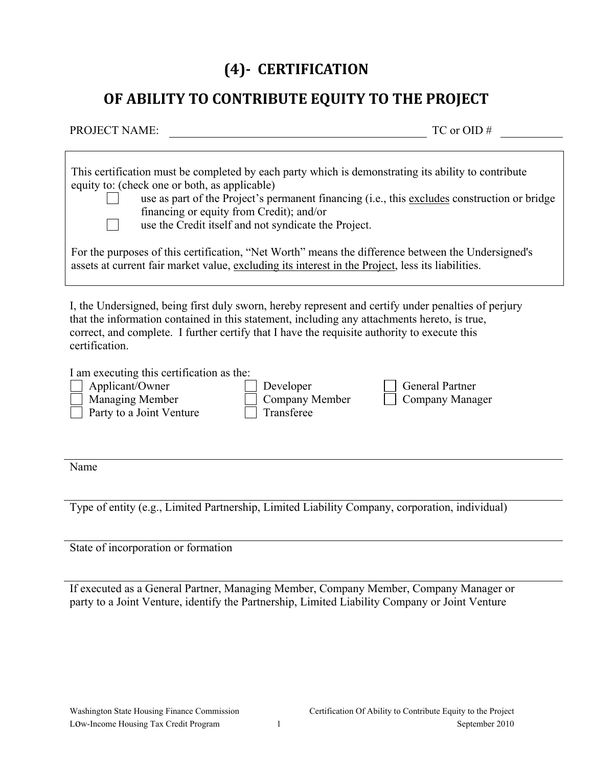# (4)- CERTIFICATION

## OF ABILITY TO CONTRIBUTE EQUITY TO THE PROJECT

PROJECT NAME: ______________________________ TC or OID # __________

This certification must be completed by each party which is demonstrating its ability to contribute equity to: (check one or both, as applicable)

- ☐ use as part of the Project's permanent financing (i.e., this <u>excludes</u> construction or bridge financing or equity from Credit); and/or
- ☐ use the Credit itself and not syndicate the Project.

For the purposes of this certification, "Net Worth" means the difference between the Undersigned's assets at current fair market value, <u>excluding its interest in the Project</u>, less its liabilities.

I, the Undersigned, being first duly sworn, hereby represent and certify under penalties of perjury that the information contained in this statement, including any attachments hereto, is true, correct, and complete. I further certify that I have the requisite authority to execute this certification.

I am executing this certification as the:

| | | |
|---|---|---|
| ☐ Applicant/Owner | ☐ Developer | ☐ General Partner |
| ☐ Managing Member | ☐ Company Member | ☐ Company Manager |
| ☐ Party to a Joint Venture | ☐ Transferee | |

______________________________

Name

______________________________

Type of entity (e.g., Limited Partnership, Limited Liability Company, corporation, individual)

______________________________

State of incorporation or formation

______________________________

If executed as a General Partner, Managing Member, Company Member, Company Manager or party to a Joint Venture, identify the Partnership, Limited Liability Company or Joint Venture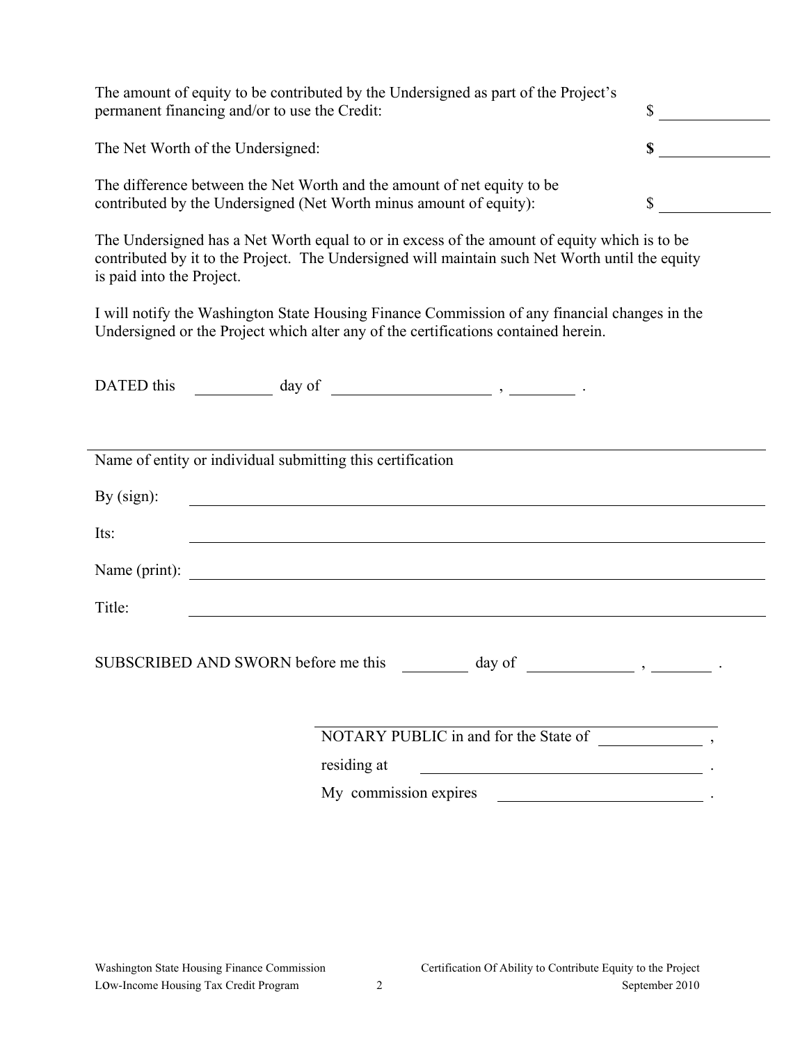The amount of equity to be contributed by the Undersigned as part of the Project's permanent financing and/or to use the Credit: $ \_\_\_\_\_\_\_\_\_\_\_\_\_\_

The Net Worth of the Undersigned: **$** \_\_\_\_\_\_\_\_\_\_\_\_\_\_

The difference between the Net Worth and the amount of net equity to be contributed by the Undersigned (Net Worth minus amount of equity): $ \_\_\_\_\_\_\_\_\_\_\_\_\_\_

The Undersigned has a Net Worth equal to or in excess of the amount of equity which is to be contributed by it to the Project. The Undersigned will maintain such Net Worth until the equity is paid into the Project.

I will notify the Washington State Housing Finance Commission of any financial changes in the Undersigned or the Project which alter any of the certifications contained herein.

DATED this \_\_\_\_\_\_\_\_\_\_ day of \_\_\_\_\_\_\_\_\_\_\_\_\_\_\_\_\_\_\_\_ , \_\_\_\_\_\_\_\_ .

\_\_\_\_\_\_\_\_\_\_\_\_\_\_\_\_\_\_\_\_\_\_\_\_\_\_\_\_\_\_\_\_\_\_\_\_\_\_\_\_\_\_\_\_\_\_\_\_\_\_\_\_\_\_\_\_\_\_\_\_\_\_\_\_\_\_\_\_\_\_

Name of entity or individual submitting this certification

By (sign): \_\_\_\_\_\_\_\_\_\_\_\_\_\_\_\_\_\_\_\_\_\_\_\_\_\_\_\_\_\_\_\_\_\_\_\_\_\_\_\_\_\_\_\_\_\_\_\_\_\_\_\_\_\_\_\_\_\_\_\_

Its: \_\_\_\_\_\_\_\_\_\_\_\_\_\_\_\_\_\_\_\_\_\_\_\_\_\_\_\_\_\_\_\_\_\_\_\_\_\_\_\_\_\_\_\_\_\_\_\_\_\_\_\_\_\_\_\_\_\_\_\_

Name (print): \_\_\_\_\_\_\_\_\_\_\_\_\_\_\_\_\_\_\_\_\_\_\_\_\_\_\_\_\_\_\_\_\_\_\_\_\_\_\_\_\_\_\_\_\_\_\_\_\_\_\_\_\_\_\_\_\_\_\_\_

Title: \_\_\_\_\_\_\_\_\_\_\_\_\_\_\_\_\_\_\_\_\_\_\_\_\_\_\_\_\_\_\_\_\_\_\_\_\_\_\_\_\_\_\_\_\_\_\_\_\_\_\_\_\_\_\_\_\_\_\_\_

SUBSCRIBED AND SWORN before me this \_\_\_\_\_\_\_\_ day of \_\_\_\_\_\_\_\_\_\_\_\_\_ , \_\_\_\_\_\_\_ .

\_\_\_\_\_\_\_\_\_\_\_\_\_\_\_\_\_\_\_\_\_\_\_\_\_\_\_\_\_\_\_\_\_\_\_\_\_\_\_\_\_\_\_\_

NOTARY PUBLIC in and for the State of \_\_\_\_\_\_\_\_\_\_\_\_ ,

residing at \_\_\_\_\_\_\_\_\_\_\_\_\_\_\_\_\_\_\_\_\_\_\_\_\_\_\_\_\_\_\_\_\_\_\_\_ .

My commission expires \_\_\_\_\_\_\_\_\_\_\_\_\_\_\_\_\_\_\_\_\_\_\_\_\_ .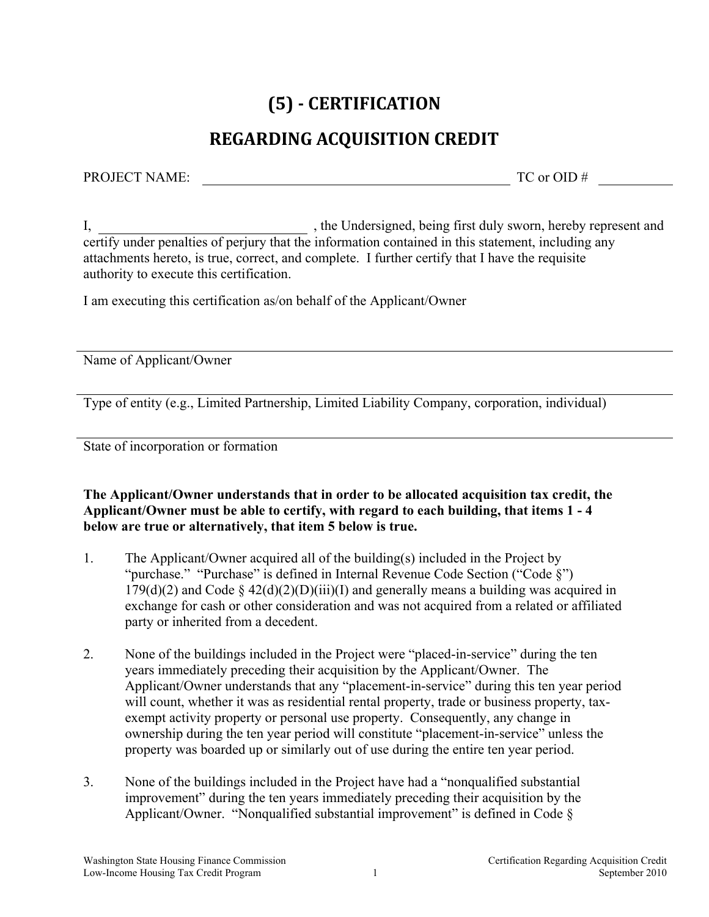# (5) - CERTIFICATION

## REGARDING ACQUISITION CREDIT

PROJECT NAME: \_\_\_\_\_\_\_\_\_\_\_\_\_\_\_\_\_\_\_\_\_\_\_\_\_\_\_\_\_\_\_\_\_\_\_\_\_\_\_\_ TC or OID # \_\_\_\_\_\_\_\_\_\_

I, \_\_\_\_\_\_\_\_\_\_\_\_\_\_\_\_\_\_\_\_\_\_\_\_\_\_\_\_ , the Undersigned, being first duly sworn, hereby represent and certify under penalties of perjury that the information contained in this statement, including any attachments hereto, is true, correct, and complete. I further certify that I have the requisite authority to execute this certification.

I am executing this certification as/on behalf of the Applicant/Owner

\_\_\_\_\_\_\_\_\_\_\_\_\_\_\_\_\_\_\_\_\_\_\_\_\_\_\_\_\_\_\_\_\_\_\_\_\_\_\_\_\_\_\_\_\_\_\_\_\_\_\_\_\_\_\_\_\_\_\_\_\_\_\_\_\_\_\_\_\_\_

Name of Applicant/Owner

\_\_\_\_\_\_\_\_\_\_\_\_\_\_\_\_\_\_\_\_\_\_\_\_\_\_\_\_\_\_\_\_\_\_\_\_\_\_\_\_\_\_\_\_\_\_\_\_\_\_\_\_\_\_\_\_\_\_\_\_\_\_\_\_\_\_\_\_\_\_

Type of entity (e.g., Limited Partnership, Limited Liability Company, corporation, individual)

\_\_\_\_\_\_\_\_\_\_\_\_\_\_\_\_\_\_\_\_\_\_\_\_\_\_\_\_\_\_\_\_\_\_\_\_\_\_\_\_\_\_\_\_\_\_\_\_\_\_\_\_\_\_\_\_\_\_\_\_\_\_\_\_\_\_\_\_\_\_

State of incorporation or formation

**The Applicant/Owner understands that in order to be allocated acquisition tax credit, the Applicant/Owner must be able to certify, with regard to each building, that items 1 - 4 below are true or alternatively, that item 5 below is true.**

1. The Applicant/Owner acquired all of the building(s) included in the Project by "purchase." "Purchase" is defined in Internal Revenue Code Section ("Code §") 179(d)(2) and Code § 42(d)(2)(D)(iii)(I) and generally means a building was acquired in exchange for cash or other consideration and was not acquired from a related or affiliated party or inherited from a decedent.

2. None of the buildings included in the Project were "placed-in-service" during the ten years immediately preceding their acquisition by the Applicant/Owner. The Applicant/Owner understands that any "placement-in-service" during this ten year period will count, whether it was as residential rental property, trade or business property, tax-exempt activity property or personal use property. Consequently, any change in ownership during the ten year period will constitute "placement-in-service" unless the property was boarded up or similarly out of use during the entire ten year period.

3. None of the buildings included in the Project have had a "nonqualified substantial improvement" during the ten years immediately preceding their acquisition by the Applicant/Owner. "Nonqualified substantial improvement" is defined in Code §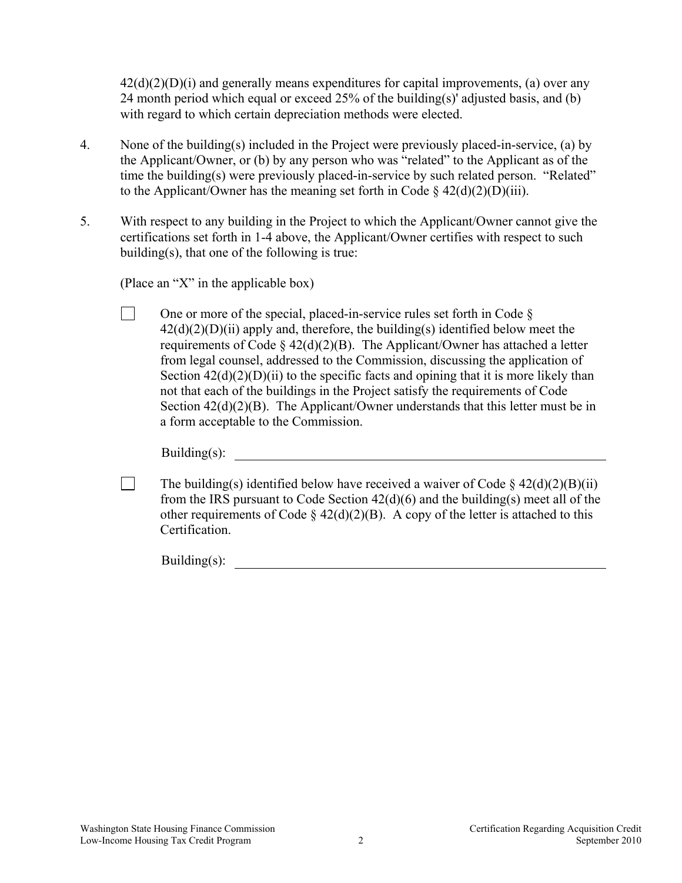42(d)(2)(D)(i) and generally means expenditures for capital improvements, (a) over any 24 month period which equal or exceed 25% of the building(s)' adjusted basis, and (b) with regard to which certain depreciation methods were elected.

4. None of the building(s) included in the Project were previously placed-in-service, (a) by the Applicant/Owner, or (b) by any person who was "related" to the Applicant as of the time the building(s) were previously placed-in-service by such related person. "Related" to the Applicant/Owner has the meaning set forth in Code § 42(d)(2)(D)(iii).

5. With respect to any building in the Project to which the Applicant/Owner cannot give the certifications set forth in 1-4 above, the Applicant/Owner certifies with respect to such building(s), that one of the following is true:

   (Place an "X" in the applicable box)

   ☐ One or more of the special, placed-in-service rules set forth in Code § 42(d)(2)(D)(ii) apply and, therefore, the building(s) identified below meet the requirements of Code § 42(d)(2)(B). The Applicant/Owner has attached a letter from legal counsel, addressed to the Commission, discussing the application of Section 42(d)(2)(D)(ii) to the specific facts and opining that it is more likely than not that each of the buildings in the Project satisfy the requirements of Code Section 42(d)(2)(B). The Applicant/Owner understands that this letter must be in a form acceptable to the Commission.

   Building(s): \_\_\_\_\_\_\_\_\_\_\_\_\_\_\_\_\_\_\_\_\_\_\_\_\_\_\_\_\_\_\_\_\_\_\_\_\_\_\_\_

   ☐ The building(s) identified below have received a waiver of Code § 42(d)(2)(B)(ii) from the IRS pursuant to Code Section 42(d)(6) and the building(s) meet all of the other requirements of Code § 42(d)(2)(B). A copy of the letter is attached to this Certification.

   Building(s): \_\_\_\_\_\_\_\_\_\_\_\_\_\_\_\_\_\_\_\_\_\_\_\_\_\_\_\_\_\_\_\_\_\_\_\_\_\_\_\_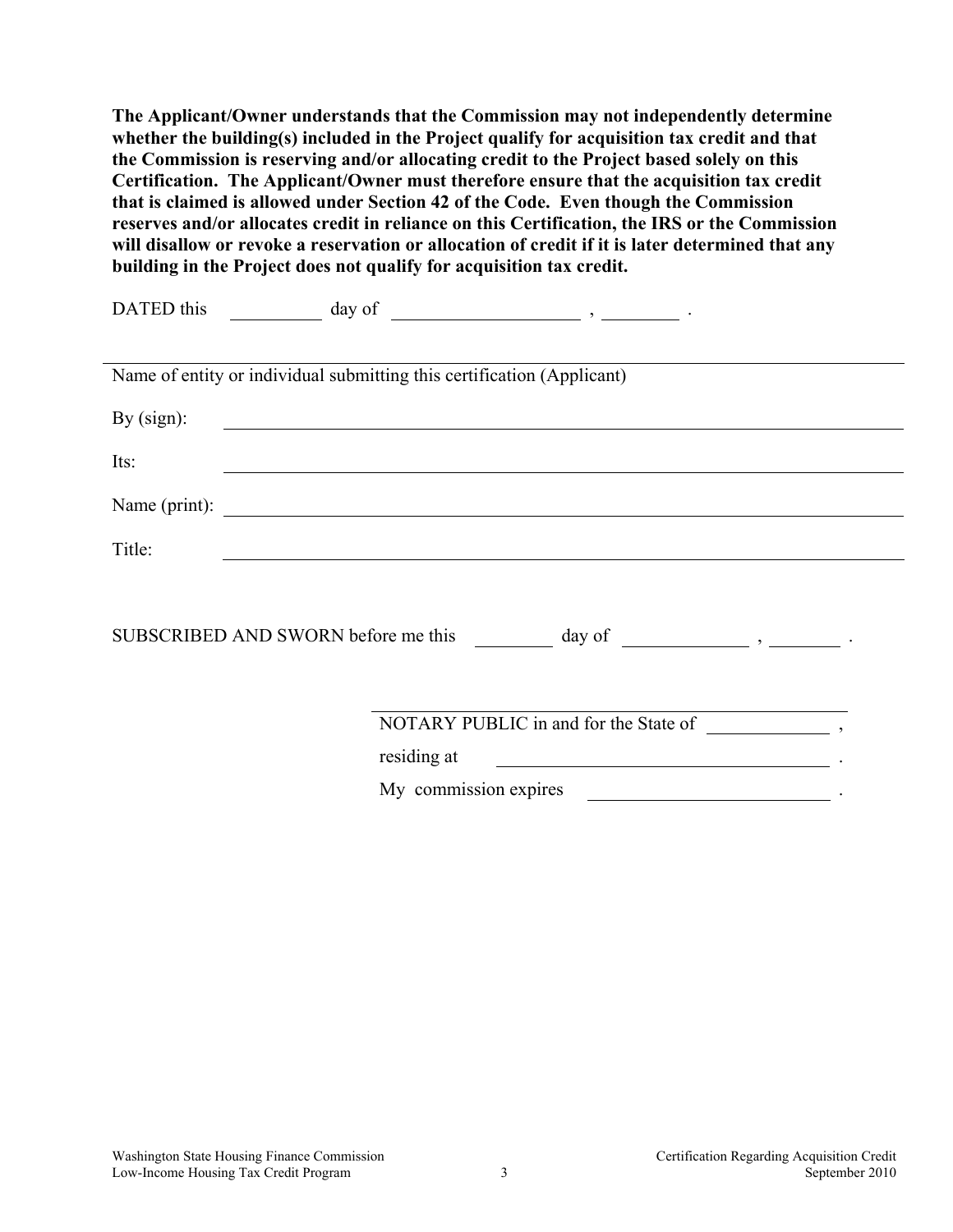**The Applicant/Owner understands that the Commission may not independently determine whether the building(s) included in the Project qualify for acquisition tax credit and that the Commission is reserving and/or allocating credit to the Project based solely on this Certification. The Applicant/Owner must therefore ensure that the acquisition tax credit that is claimed is allowed under Section 42 of the Code. Even though the Commission reserves and/or allocates credit in reliance on this Certification, the IRS or the Commission will disallow or revoke a reservation or allocation of credit if it is later determined that any building in the Project does not qualify for acquisition tax credit.**

DATED this __________ day of ____________________ , ________ .

_______________________________________________________________________

Name of entity or individual submitting this certification (Applicant)

By (sign): _______________________________________________

Its: _______________________________________________

Name (print): _______________________________________________

Title: _______________________________________________

SUBSCRIBED AND SWORN before me this ________ day of ____________ , _______ .

_______________________________________

NOTARY PUBLIC in and for the State of ____________ ,

residing at ______________________________ .

My commission expires ______________________ .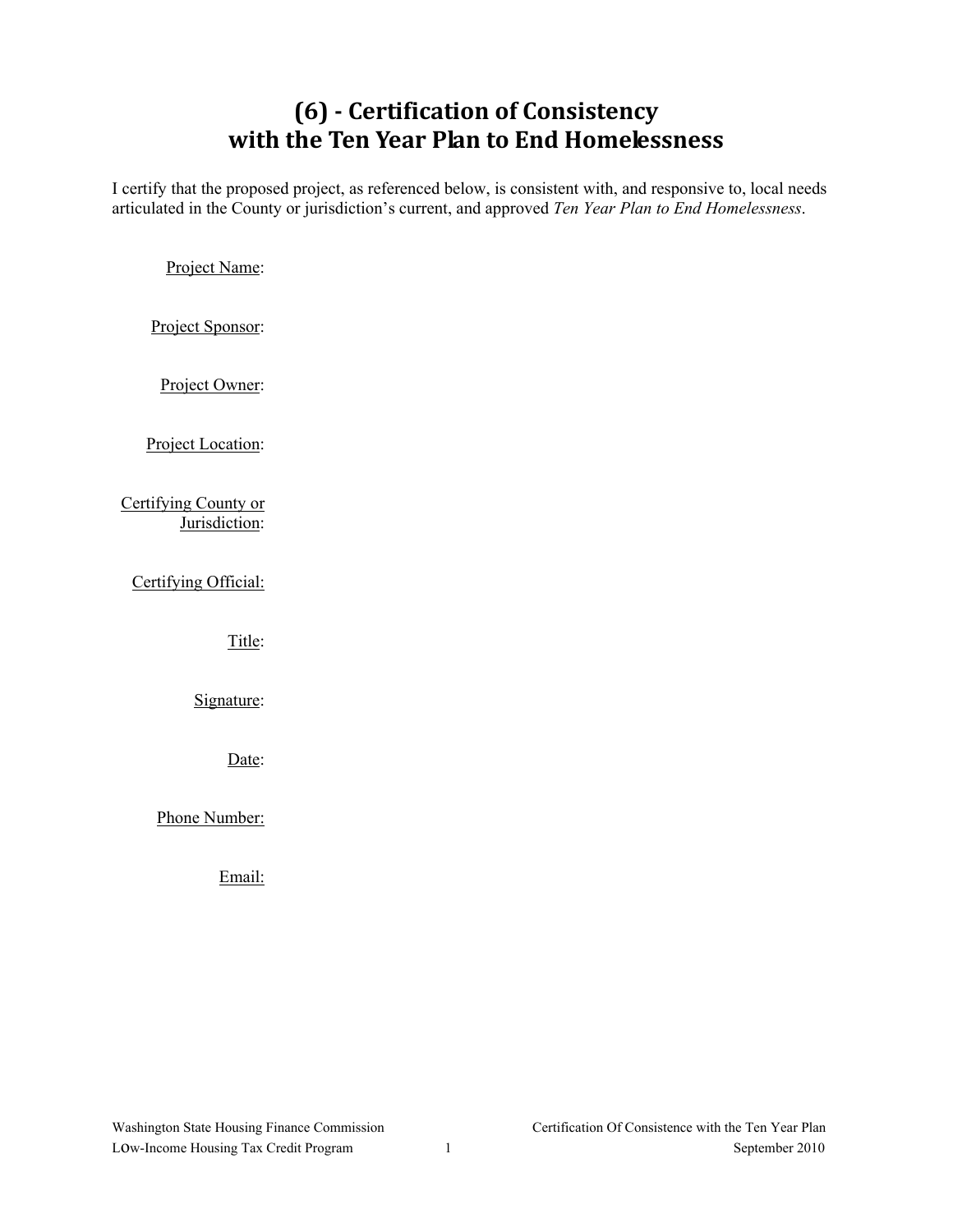# (6) - Certification of Consistency with the Ten Year Plan to End Homelessness

I certify that the proposed project, as referenced below, is consistent with, and responsive to, local needs articulated in the County or jurisdiction's current, and approved *Ten Year Plan to End Homelessness*.

Project Name:

Project Sponsor:

Project Owner:

Project Location:

Certifying County or Jurisdiction:

Certifying Official:

Title:

Signature:

Date:

Phone Number:

Email: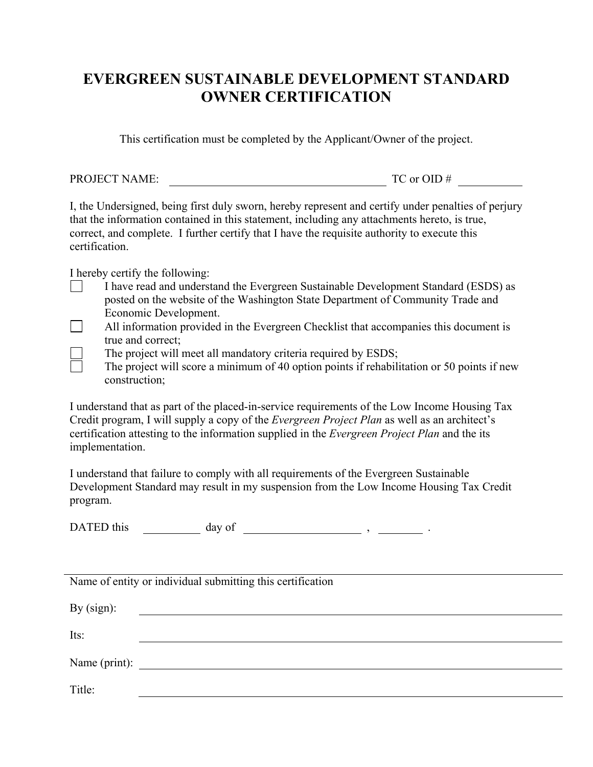# EVERGREEN SUSTAINABLE DEVELOPMENT STANDARD OWNER CERTIFICATION

This certification must be completed by the Applicant/Owner of the project.

PROJECT NAME: ______________________________ TC or OID # __________

I, the Undersigned, being first duly sworn, hereby represent and certify under penalties of perjury that the information contained in this statement, including any attachments hereto, is true, correct, and complete. I further certify that I have the requisite authority to execute this certification.

I hereby certify the following:

- ☐ I have read and understand the Evergreen Sustainable Development Standard (ESDS) as posted on the website of the Washington State Department of Community Trade and Economic Development.
- ☐ All information provided in the Evergreen Checklist that accompanies this document is true and correct;
- ☐ The project will meet all mandatory criteria required by ESDS;
- ☐ The project will score a minimum of 40 option points if rehabilitation or 50 points if new construction;

I understand that as part of the placed-in-service requirements of the Low Income Housing Tax Credit program, I will supply a copy of the *Evergreen Project Plan* as well as an architect's certification attesting to the information supplied in the *Evergreen Project Plan* and the its implementation.

I understand that failure to comply with all requirements of the Evergreen Sustainable Development Standard may result in my suspension from the Low Income Housing Tax Credit program.

DATED this __________ day of ____________________ , ________ .

______________________________________________

Name of entity or individual submitting this certification

By (sign): ______________________________

Its: ______________________________

Name (print): ______________________________

Title: ______________________________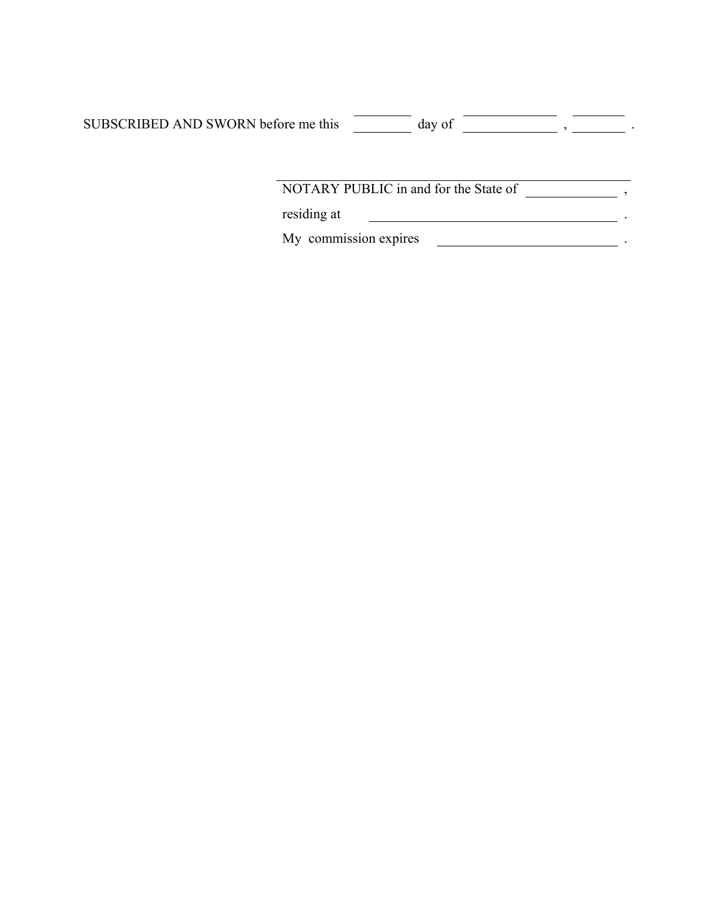SUBSCRIBED AND SWORN before me this ________ day of ______________ , ________ .

\_\_\_\_\_\_\_\_\_\_\_\_\_\_\_\_\_\_\_\_\_\_\_\_\_\_\_\_\_\_\_\_\_\_\_\_\_\_\_\_\_\_\_\_\_\_\_\_

NOTARY PUBLIC in and for the State of ______________ ,

residing at ________________________________________ .

My commission expires ____________________________ .